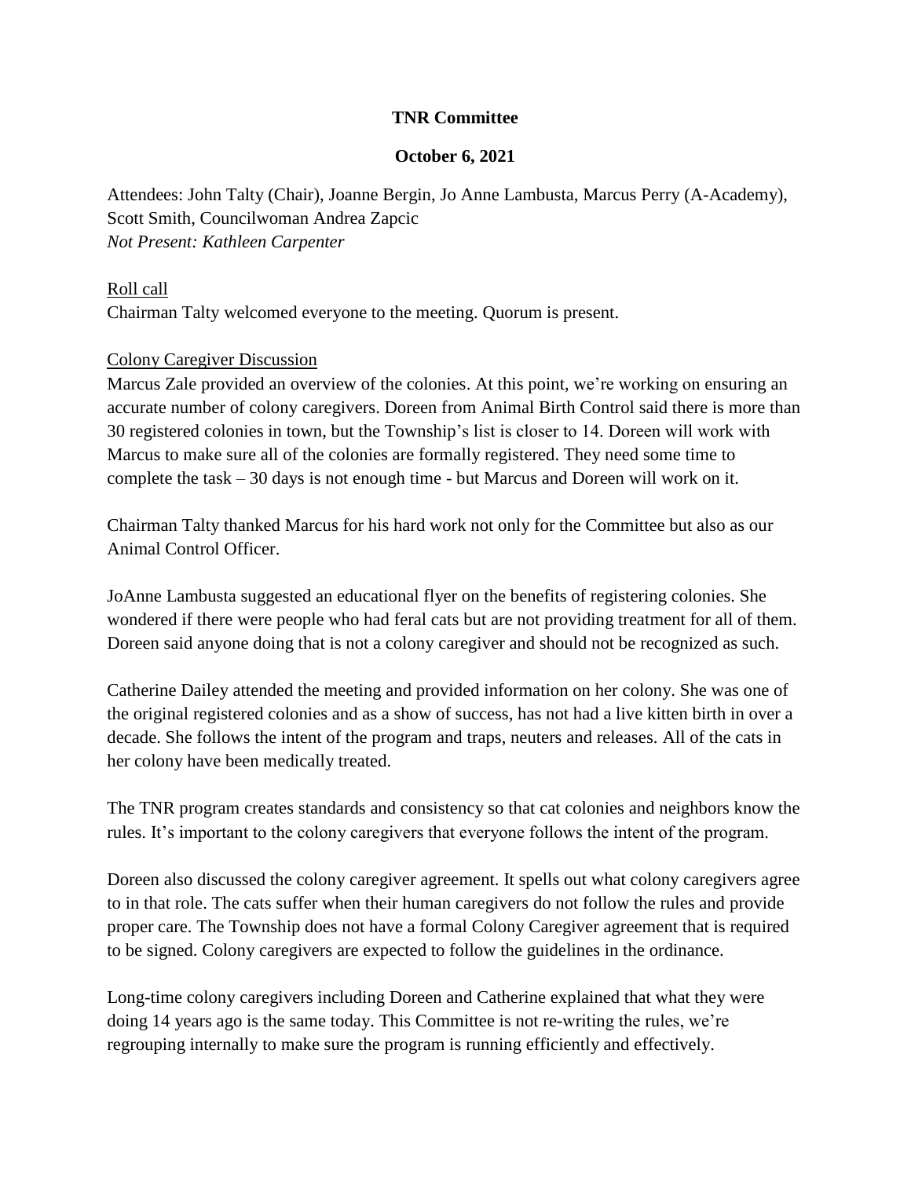**TNR Committee**

**October 6, 2021**

Attendees: John Talty (Chair), Joanne Bergin, Jo Anne Lambusta, Marcus Perry (A-Academy), Scott Smith, Councilwoman Andrea Zapcic
*Not Present: Kathleen Carpenter*

<u>Roll call</u>
Chairman Talty welcomed everyone to the meeting. Quorum is present.

<u>Colony Caregiver Discussion</u>
Marcus Zale provided an overview of the colonies. At this point, we're working on ensuring an accurate number of colony caregivers. Doreen from Animal Birth Control said there is more than 30 registered colonies in town, but the Township's list is closer to 14. Doreen will work with Marcus to make sure all of the colonies are formally registered. They need some time to complete the task – 30 days is not enough time - but Marcus and Doreen will work on it.

Chairman Talty thanked Marcus for his hard work not only for the Committee but also as our Animal Control Officer.

JoAnne Lambusta suggested an educational flyer on the benefits of registering colonies. She wondered if there were people who had feral cats but are not providing treatment for all of them. Doreen said anyone doing that is not a colony caregiver and should not be recognized as such.

Catherine Dailey attended the meeting and provided information on her colony. She was one of the original registered colonies and as a show of success, has not had a live kitten birth in over a decade. She follows the intent of the program and traps, neuters and releases. All of the cats in her colony have been medically treated.

The TNR program creates standards and consistency so that cat colonies and neighbors know the rules. It's important to the colony caregivers that everyone follows the intent of the program.

Doreen also discussed the colony caregiver agreement. It spells out what colony caregivers agree to in that role. The cats suffer when their human caregivers do not follow the rules and provide proper care. The Township does not have a formal Colony Caregiver agreement that is required to be signed. Colony caregivers are expected to follow the guidelines in the ordinance.

Long-time colony caregivers including Doreen and Catherine explained that what they were doing 14 years ago is the same today. This Committee is not re-writing the rules, we're regrouping internally to make sure the program is running efficiently and effectively.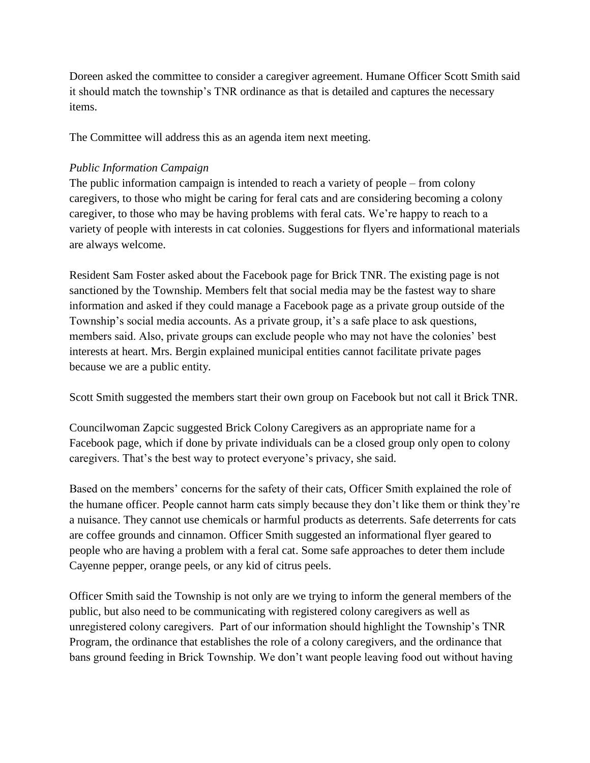Doreen asked the committee to consider a caregiver agreement. Humane Officer Scott Smith said it should match the township's TNR ordinance as that is detailed and captures the necessary items.

The Committee will address this as an agenda item next meeting.

*Public Information Campaign*

The public information campaign is intended to reach a variety of people – from colony caregivers, to those who might be caring for feral cats and are considering becoming a colony caregiver, to those who may be having problems with feral cats. We're happy to reach to a variety of people with interests in cat colonies. Suggestions for flyers and informational materials are always welcome.

Resident Sam Foster asked about the Facebook page for Brick TNR. The existing page is not sanctioned by the Township. Members felt that social media may be the fastest way to share information and asked if they could manage a Facebook page as a private group outside of the Township's social media accounts. As a private group, it's a safe place to ask questions, members said. Also, private groups can exclude people who may not have the colonies' best interests at heart. Mrs. Bergin explained municipal entities cannot facilitate private pages because we are a public entity.

Scott Smith suggested the members start their own group on Facebook but not call it Brick TNR.

Councilwoman Zapcic suggested Brick Colony Caregivers as an appropriate name for a Facebook page, which if done by private individuals can be a closed group only open to colony caregivers. That's the best way to protect everyone's privacy, she said.

Based on the members' concerns for the safety of their cats, Officer Smith explained the role of the humane officer. People cannot harm cats simply because they don't like them or think they're a nuisance. They cannot use chemicals or harmful products as deterrents. Safe deterrents for cats are coffee grounds and cinnamon. Officer Smith suggested an informational flyer geared to people who are having a problem with a feral cat. Some safe approaches to deter them include Cayenne pepper, orange peels, or any kid of citrus peels.

Officer Smith said the Township is not only are we trying to inform the general members of the public, but also need to be communicating with registered colony caregivers as well as unregistered colony caregivers. Part of our information should highlight the Township's TNR Program, the ordinance that establishes the role of a colony caregivers, and the ordinance that bans ground feeding in Brick Township. We don't want people leaving food out without having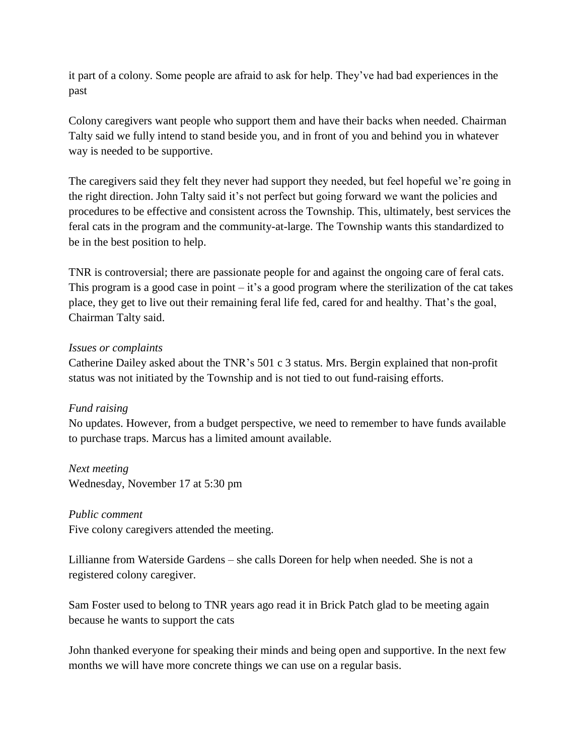it part of a colony. Some people are afraid to ask for help. They've had bad experiences in the past

Colony caregivers want people who support them and have their backs when needed. Chairman Talty said we fully intend to stand beside you, and in front of you and behind you in whatever way is needed to be supportive.

The caregivers said they felt they never had support they needed, but feel hopeful we're going in the right direction. John Talty said it's not perfect but going forward we want the policies and procedures to be effective and consistent across the Township. This, ultimately, best services the feral cats in the program and the community-at-large. The Township wants this standardized to be in the best position to help.

TNR is controversial; there are passionate people for and against the ongoing care of feral cats. This program is a good case in point – it's a good program where the sterilization of the cat takes place, they get to live out their remaining feral life fed, cared for and healthy. That's the goal, Chairman Talty said.

*Issues or complaints*
Catherine Dailey asked about the TNR's 501 c 3 status. Mrs. Bergin explained that non-profit status was not initiated by the Township and is not tied to out fund-raising efforts.

*Fund raising*
No updates. However, from a budget perspective, we need to remember to have funds available to purchase traps. Marcus has a limited amount available.

*Next meeting*
Wednesday, November 17 at 5:30 pm

*Public comment*
Five colony caregivers attended the meeting.

Lillianne from Waterside Gardens – she calls Doreen for help when needed. She is not a registered colony caregiver.

Sam Foster used to belong to TNR years ago read it in Brick Patch glad to be meeting again because he wants to support the cats

John thanked everyone for speaking their minds and being open and supportive. In the next few months we will have more concrete things we can use on a regular basis.